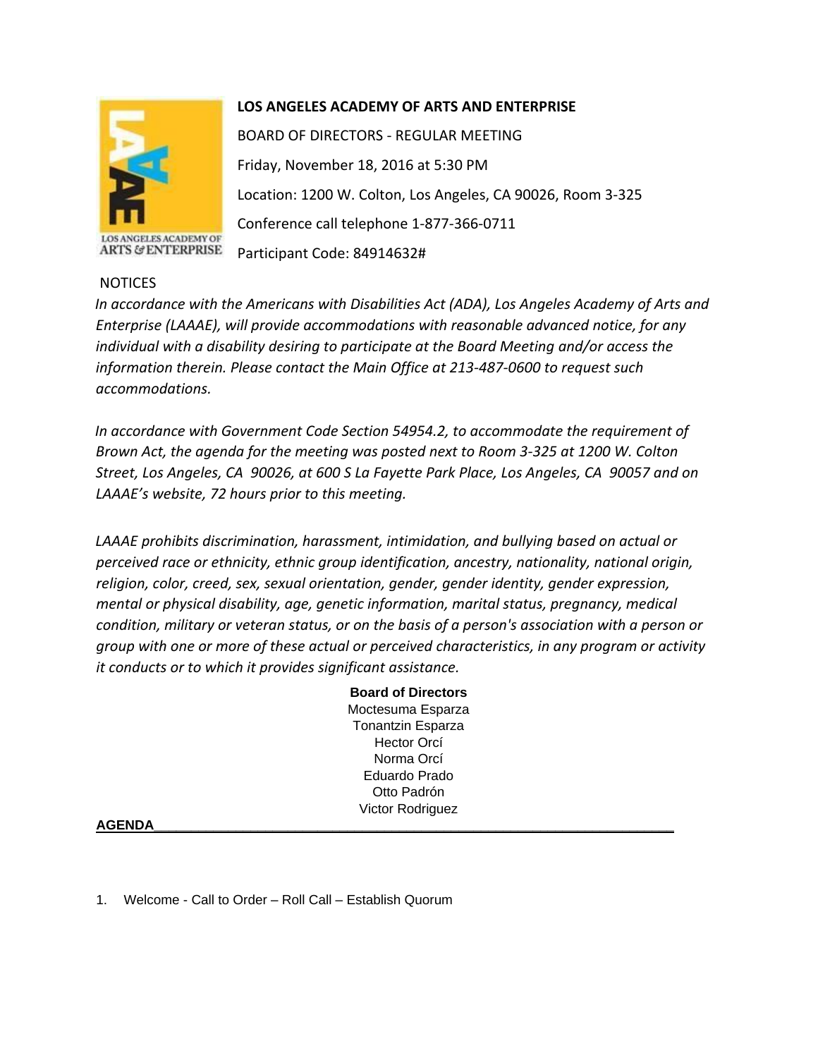**LOS ANGELES ACADEMY OF ARTS AND ENTERPRISE**

BOARD OF DIRECTORS - REGULAR MEETING

Friday, November 18, 2016 at 5:30 PM

Location: 1200 W. Colton, Los Angeles, CA 90026, Room 3-325

Conference call telephone 1-877-366-0711

Participant Code: 84914632#

NOTICES

*In accordance with the Americans with Disabilities Act (ADA), Los Angeles Academy of Arts and Enterprise (LAAAE), will provide accommodations with reasonable advanced notice, for any individual with a disability desiring to participate at the Board Meeting and/or access the information therein. Please contact the Main Office at 213-487-0600 to request such accommodations.*

*In accordance with Government Code Section 54954.2, to accommodate the requirement of Brown Act, the agenda for the meeting was posted next to Room 3-325 at 1200 W. Colton Street, Los Angeles, CA 90026, at 600 S La Fayette Park Place, Los Angeles, CA 90057 and on LAAAE's website, 72 hours prior to this meeting.*

*LAAAE prohibits discrimination, harassment, intimidation, and bullying based on actual or perceived race or ethnicity, ethnic group identification, ancestry, nationality, national origin, religion, color, creed, sex, sexual orientation, gender, gender identity, gender expression, mental or physical disability, age, genetic information, marital status, pregnancy, medical condition, military or veteran status, or on the basis of a person's association with a person or group with one or more of these actual or perceived characteristics, in any program or activity it conducts or to which it provides significant assistance.*

**Board of Directors**

Moctesuma Esparza
Tonantzin Esparza
Hector Orcí
Norma Orcí
Eduardo Prado
Otto Padrón
Victor Rodriguez

**AGENDA**

1. Welcome - Call to Order – Roll Call – Establish Quorum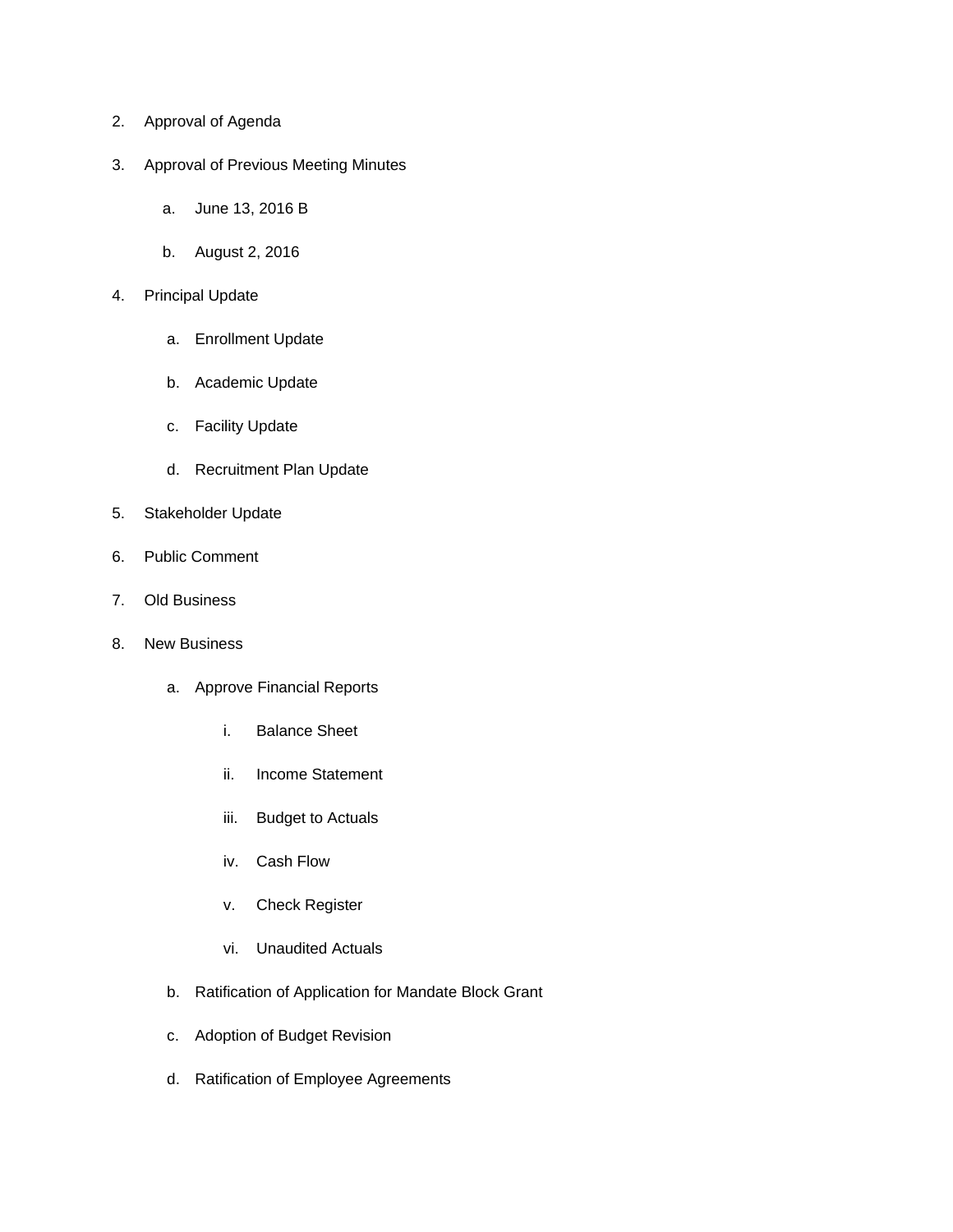2. Approval of Agenda
3. Approval of Previous Meeting Minutes
    a. June 13, 2016 B
    b. August 2, 2016
4. Principal Update
    a. Enrollment Update
    b. Academic Update
    c. Facility Update
    d. Recruitment Plan Update
5. Stakeholder Update
6. Public Comment
7. Old Business
8. New Business
    a. Approve Financial Reports
        i. Balance Sheet
        ii. Income Statement
        iii. Budget to Actuals
        iv. Cash Flow
        v. Check Register
        vi. Unaudited Actuals
    b. Ratification of Application for Mandate Block Grant
    c. Adoption of Budget Revision
    d. Ratification of Employee Agreements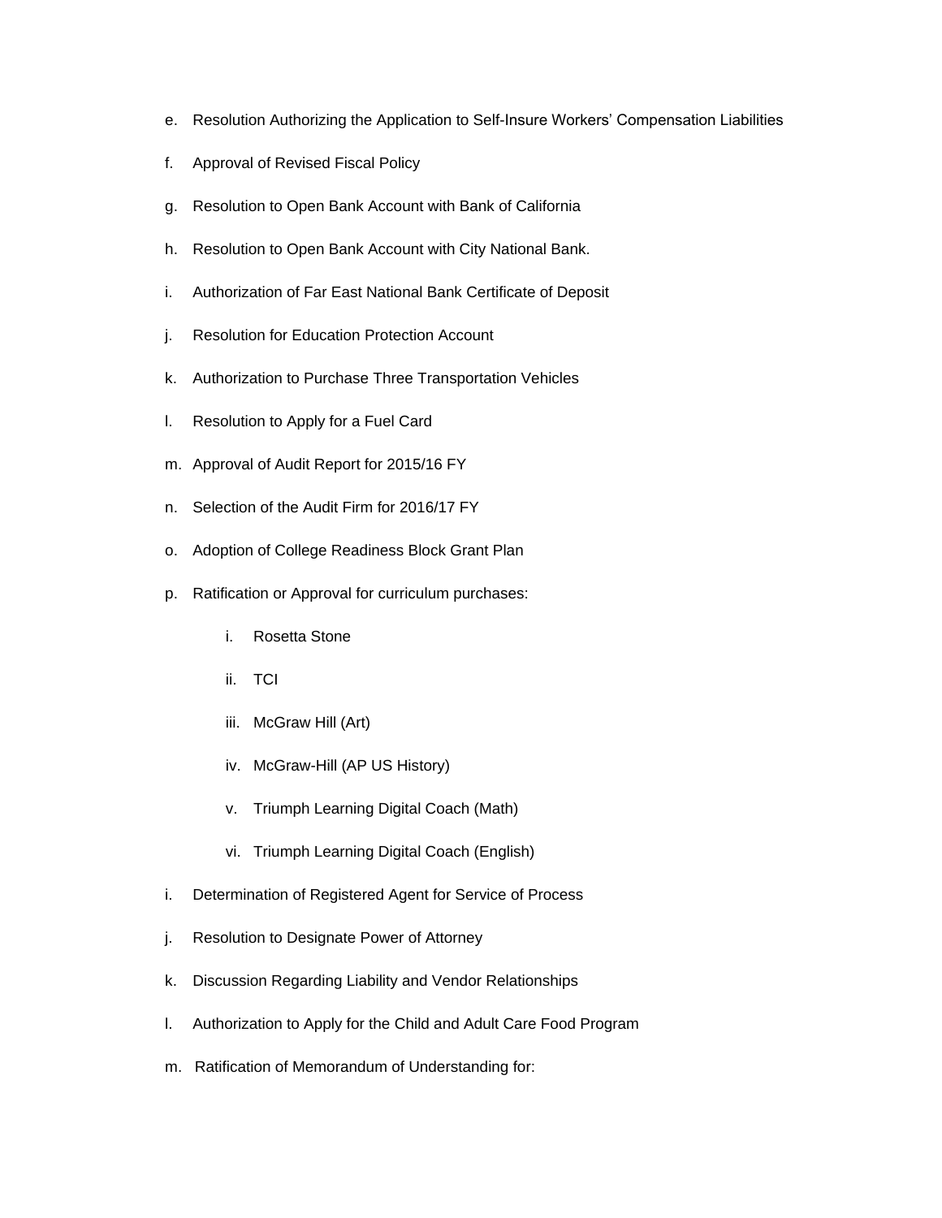e. Resolution Authorizing the Application to Self-Insure Workers' Compensation Liabilities

f. Approval of Revised Fiscal Policy

g. Resolution to Open Bank Account with Bank of California

h. Resolution to Open Bank Account with City National Bank.

i. Authorization of Far East National Bank Certificate of Deposit

j. Resolution for Education Protection Account

k. Authorization to Purchase Three Transportation Vehicles

l. Resolution to Apply for a Fuel Card

m. Approval of Audit Report for 2015/16 FY

n. Selection of the Audit Firm for 2016/17 FY

o. Adoption of College Readiness Block Grant Plan

p. Ratification or Approval for curriculum purchases:

    i. Rosetta Stone

    ii. TCI

    iii. McGraw Hill (Art)

    iv. McGraw-Hill (AP US History)

    v. Triumph Learning Digital Coach (Math)

    vi. Triumph Learning Digital Coach (English)

i. Determination of Registered Agent for Service of Process

j. Resolution to Designate Power of Attorney

k. Discussion Regarding Liability and Vendor Relationships

l. Authorization to Apply for the Child and Adult Care Food Program

m. Ratification of Memorandum of Understanding for: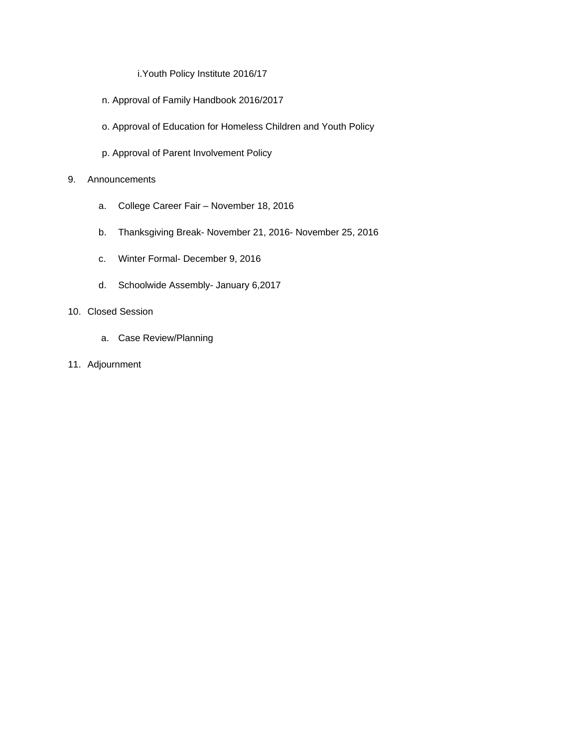i. Youth Policy Institute 2016/17

n. Approval of Family Handbook 2016/2017

o. Approval of Education for Homeless Children and Youth Policy

p. Approval of Parent Involvement Policy

9. Announcements

    a. College Career Fair – November 18, 2016

    b. Thanksgiving Break- November 21, 2016- November 25, 2016

    c. Winter Formal- December 9, 2016

    d. Schoolwide Assembly- January 6,2017

10. Closed Session

    a. Case Review/Planning

11. Adjournment